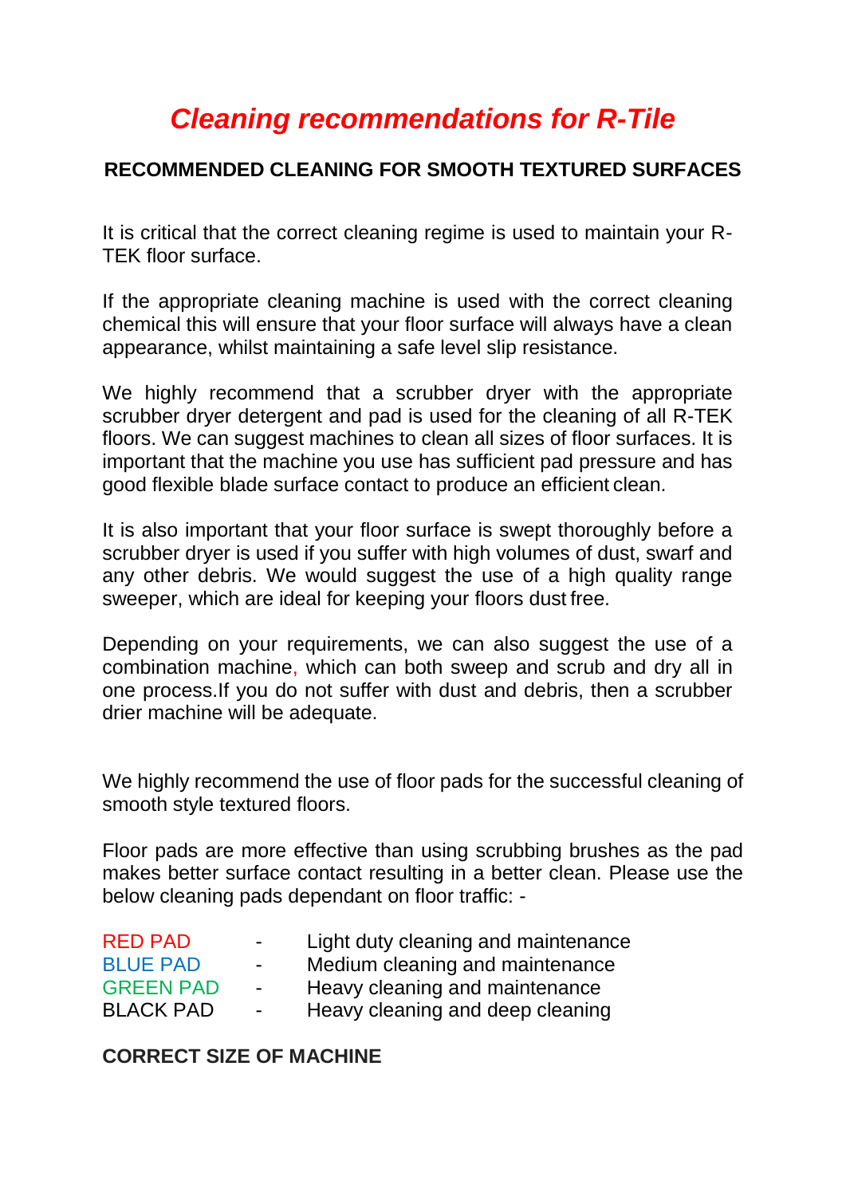# *Cleaning recommendations for R-Tile*

**RECOMMENDED CLEANING FOR SMOOTH TEXTURED SURFACES**

It is critical that the correct cleaning regime is used to maintain your R-TEK floor surface.

If the appropriate cleaning machine is used with the correct cleaning chemical this will ensure that your floor surface will always have a clean appearance, whilst maintaining a safe level slip resistance.

We highly recommend that a scrubber dryer with the appropriate scrubber dryer detergent and pad is used for the cleaning of all R-TEK floors. We can suggest machines to clean all sizes of floor surfaces. It is important that the machine you use has sufficient pad pressure and has good flexible blade surface contact to produce an efficient clean.

It is also important that your floor surface is swept thoroughly before a scrubber dryer is used if you suffer with high volumes of dust, swarf and any other debris. We would suggest the use of a high quality range sweeper, which are ideal for keeping your floors dust free.

Depending on your requirements, we can also suggest the use of a combination machine, which can both sweep and scrub and dry all in one process.If you do not suffer with dust and debris, then a scrubber drier machine will be adequate.

We highly recommend the use of floor pads for the successful cleaning of smooth style textured floors.

Floor pads are more effective than using scrubbing brushes as the pad makes better surface contact resulting in a better clean. Please use the below cleaning pads dependant on floor traffic: -

| | | |
|---|---|---|
| RED PAD | - | Light duty cleaning and maintenance |
| BLUE PAD | - | Medium cleaning and maintenance |
| GREEN PAD | - | Heavy cleaning and maintenance |
| BLACK PAD | - | Heavy cleaning and deep cleaning |

**CORRECT SIZE OF MACHINE**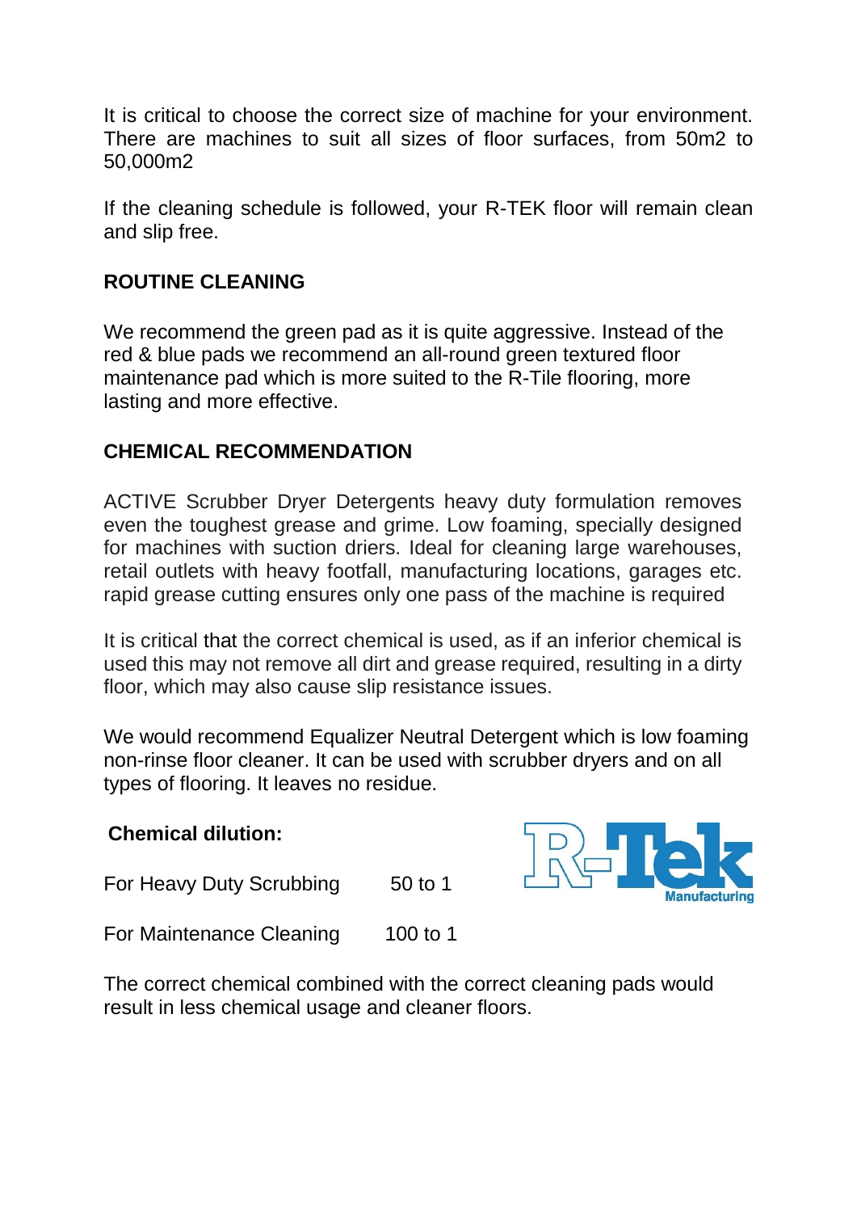It is critical to choose the correct size of machine for your environment. There are machines to suit all sizes of floor surfaces, from 50m2 to 50,000m2

If the cleaning schedule is followed, your R-TEK floor will remain clean and slip free.

## ROUTINE CLEANING

We recommend the green pad as it is quite aggressive. Instead of the red & blue pads we recommend an all-round green textured floor maintenance pad which is more suited to the R-Tile flooring, more lasting and more effective.

## CHEMICAL RECOMMENDATION

ACTIVE Scrubber Dryer Detergents heavy duty formulation removes even the toughest grease and grime. Low foaming, specially designed for machines with suction driers. Ideal for cleaning large warehouses, retail outlets with heavy footfall, manufacturing locations, garages etc. rapid grease cutting ensures only one pass of the machine is required

It is critical that the correct chemical is used, as if an inferior chemical is used this may not remove all dirt and grease required, resulting in a dirty floor, which may also cause slip resistance issues.

We would recommend Equalizer Neutral Detergent which is low foaming non-rinse floor cleaner. It can be used with scrubber dryers and on all types of flooring. It leaves no residue.

**Chemical dilution:**

| | |
|---|---|
| For Heavy Duty Scrubbing | 50 to 1 |
| For Maintenance Cleaning | 100 to 1 |

R-Tek Manufacturing

The correct chemical combined with the correct cleaning pads would result in less chemical usage and cleaner floors.